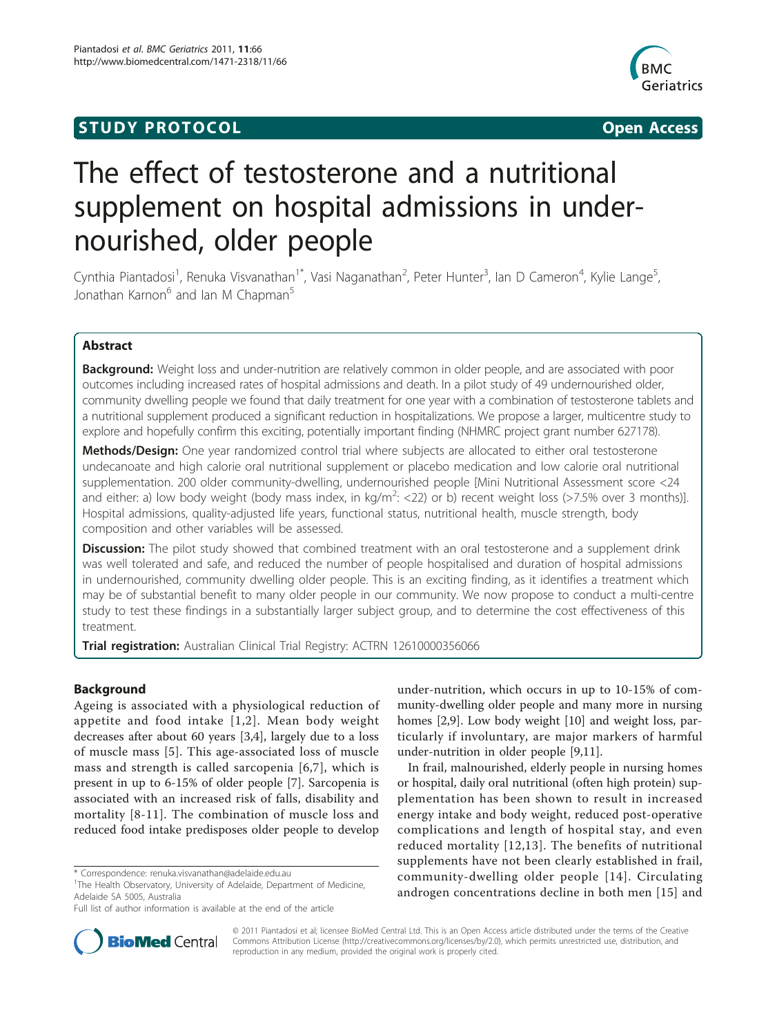**STUDY PROTOCOL** **Open Access**

# The effect of testosterone and a nutritional supplement on hospital admissions in under-nourished, older people

Cynthia Piantadosi[1], Renuka Visvanathan[1*], Vasi Naganathan[2], Peter Hunter[3], Ian D Cameron[4], Kylie Lange[5], Jonathan Karnon[6] and Ian M Chapman[5]

## Abstract

**Background:** Weight loss and under-nutrition are relatively common in older people, and are associated with poor outcomes including increased rates of hospital admissions and death. In a pilot study of 49 undernourished older, community dwelling people we found that daily treatment for one year with a combination of testosterone tablets and a nutritional supplement produced a significant reduction in hospitalizations. We propose a larger, multicentre study to explore and hopefully confirm this exciting, potentially important finding (NHMRC project grant number 627178).

**Methods/Design:** One year randomized control trial where subjects are allocated to either oral testosterone undecanoate and high calorie oral nutritional supplement or placebo medication and low calorie oral nutritional supplementation. 200 older community-dwelling, undernourished people [Mini Nutritional Assessment score <24 and either: a) low body weight (body mass index, in kg/m$^2$: <22) or b) recent weight loss (>7.5% over 3 months)]. Hospital admissions, quality-adjusted life years, functional status, nutritional health, muscle strength, body composition and other variables will be assessed.

**Discussion:** The pilot study showed that combined treatment with an oral testosterone and a supplement drink was well tolerated and safe, and reduced the number of people hospitalised and duration of hospital admissions in undernourished, community dwelling older people. This is an exciting finding, as it identifies a treatment which may be of substantial benefit to many older people in our community. We now propose to conduct a multi-centre study to test these findings in a substantially larger subject group, and to determine the cost effectiveness of this treatment.

**Trial registration:** Australian Clinical Trial Registry: ACTRN 12610000356066

## Background

Ageing is associated with a physiological reduction of appetite and food intake [1,2]. Mean body weight decreases after about 60 years [3,4], largely due to a loss of muscle mass [5]. This age-associated loss of muscle mass and strength is called sarcopenia [6,7], which is present in up to 6-15% of older people [7]. Sarcopenia is associated with an increased risk of falls, disability and mortality [8-11]. The combination of muscle loss and reduced food intake predisposes older people to develop under-nutrition, which occurs in up to 10-15% of community-dwelling older people and many more in nursing homes [2,9]. Low body weight [10] and weight loss, particularly if involuntary, are major markers of harmful under-nutrition in older people [9,11].

In frail, malnourished, elderly people in nursing homes or hospital, daily oral nutritional (often high protein) supplementation has been shown to result in increased energy intake and body weight, reduced post-operative complications and length of hospital stay, and even reduced mortality [12,13]. The benefits of nutritional supplements have not been clearly established in frail, community-dwelling older people [14]. Circulating androgen concentrations decline in both men [15] and

\* Correspondence: renuka.visvanathan@adelaide.edu.au
[1]The Health Observatory, University of Adelaide, Department of Medicine, Adelaide SA 5005, Australia
Full list of author information is available at the end of the article

© 2011 Piantadosi et al; licensee BioMed Central Ltd. This is an Open Access article distributed under the terms of the Creative Commons Attribution License (http://creativecommons.org/licenses/by/2.0), which permits unrestricted use, distribution, and reproduction in any medium, provided the original work is properly cited.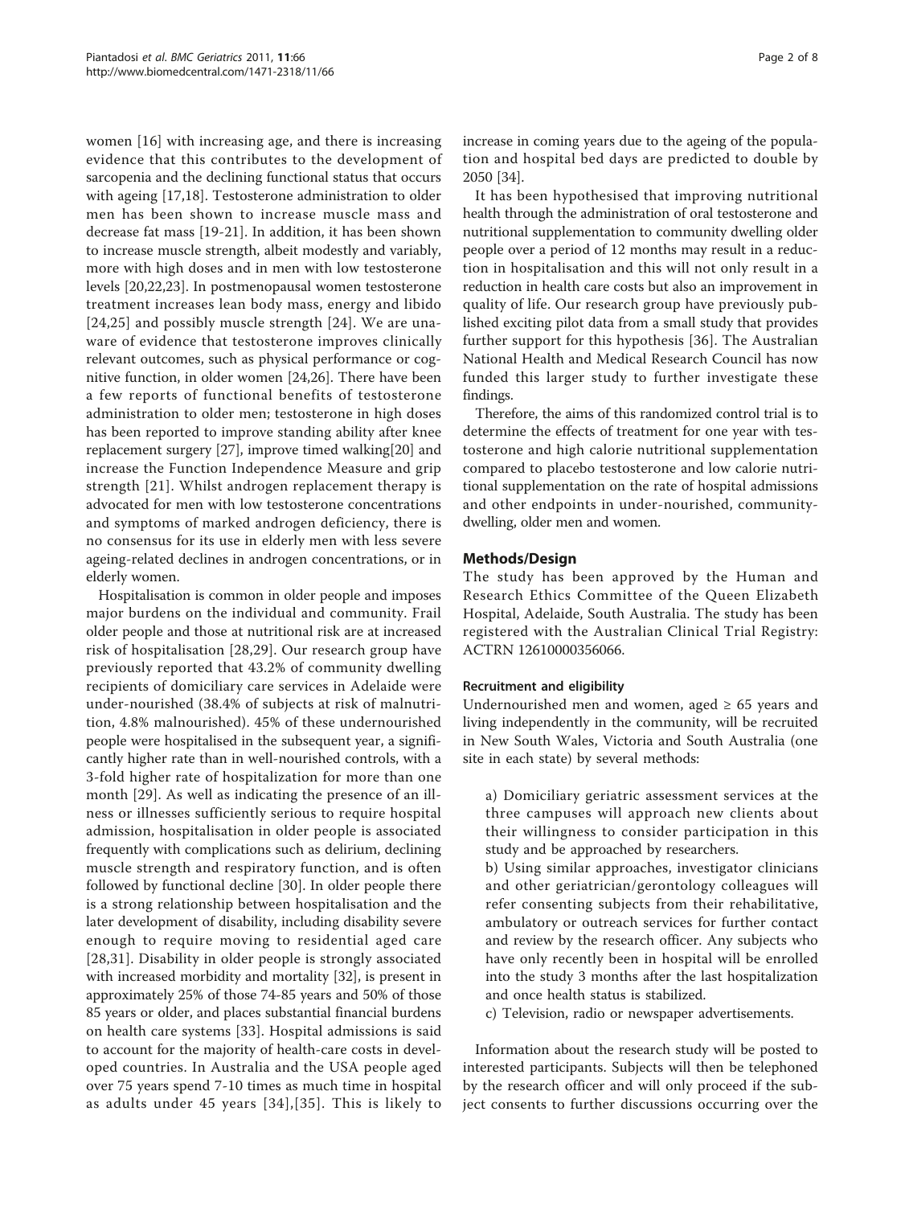women [16] with increasing age, and there is increasing evidence that this contributes to the development of sarcopenia and the declining functional status that occurs with ageing [17,18]. Testosterone administration to older men has been shown to increase muscle mass and decrease fat mass [19-21]. In addition, it has been shown to increase muscle strength, albeit modestly and variably, more with high doses and in men with low testosterone levels [20,22,23]. In postmenopausal women testosterone treatment increases lean body mass, energy and libido [24,25] and possibly muscle strength [24]. We are unaware of evidence that testosterone improves clinically relevant outcomes, such as physical performance or cognitive function, in older women [24,26]. There have been a few reports of functional benefits of testosterone administration to older men; testosterone in high doses has been reported to improve standing ability after knee replacement surgery [27], improve timed walking[20] and increase the Function Independence Measure and grip strength [21]. Whilst androgen replacement therapy is advocated for men with low testosterone concentrations and symptoms of marked androgen deficiency, there is no consensus for its use in elderly men with less severe ageing-related declines in androgen concentrations, or in elderly women.

Hospitalisation is common in older people and imposes major burdens on the individual and community. Frail older people and those at nutritional risk are at increased risk of hospitalisation [28,29]. Our research group have previously reported that 43.2% of community dwelling recipients of domiciliary care services in Adelaide were under-nourished (38.4% of subjects at risk of malnutrition, 4.8% malnourished). 45% of these undernourished people were hospitalised in the subsequent year, a significantly higher rate than in well-nourished controls, with a 3-fold higher rate of hospitalization for more than one month [29]. As well as indicating the presence of an illness or illnesses sufficiently serious to require hospital admission, hospitalisation in older people is associated frequently with complications such as delirium, declining muscle strength and respiratory function, and is often followed by functional decline [30]. In older people there is a strong relationship between hospitalisation and the later development of disability, including disability severe enough to require moving to residential aged care [28,31]. Disability in older people is strongly associated with increased morbidity and mortality [32], is present in approximately 25% of those 74-85 years and 50% of those 85 years or older, and places substantial financial burdens on health care systems [33]. Hospital admissions is said to account for the majority of health-care costs in developed countries. In Australia and the USA people aged over 75 years spend 7-10 times as much time in hospital as adults under 45 years [34],[35]. This is likely to increase in coming years due to the ageing of the population and hospital bed days are predicted to double by 2050 [34].

It has been hypothesised that improving nutritional health through the administration of oral testosterone and nutritional supplementation to community dwelling older people over a period of 12 months may result in a reduction in hospitalisation and this will not only result in a reduction in health care costs but also an improvement in quality of life. Our research group have previously published exciting pilot data from a small study that provides further support for this hypothesis [36]. The Australian National Health and Medical Research Council has now funded this larger study to further investigate these findings.

Therefore, the aims of this randomized control trial is to determine the effects of treatment for one year with testosterone and high calorie nutritional supplementation compared to placebo testosterone and low calorie nutritional supplementation on the rate of hospital admissions and other endpoints in under-nourished, community-dwelling, older men and women.

## Methods/Design

The study has been approved by the Human and Research Ethics Committee of the Queen Elizabeth Hospital, Adelaide, South Australia. The study has been registered with the Australian Clinical Trial Registry: ACTRN 12610000356066.

### Recruitment and eligibility

Undernourished men and women, aged ≥ 65 years and living independently in the community, will be recruited in New South Wales, Victoria and South Australia (one site in each state) by several methods:

a) Domiciliary geriatric assessment services at the three campuses will approach new clients about their willingness to consider participation in this study and be approached by researchers.

b) Using similar approaches, investigator clinicians and other geriatrician/gerontology colleagues will refer consenting subjects from their rehabilitative, ambulatory or outreach services for further contact and review by the research officer. Any subjects who have only recently been in hospital will be enrolled into the study 3 months after the last hospitalization and once health status is stabilized.

c) Television, radio or newspaper advertisements.

Information about the research study will be posted to interested participants. Subjects will then be telephoned by the research officer and will only proceed if the subject consents to further discussions occurring over the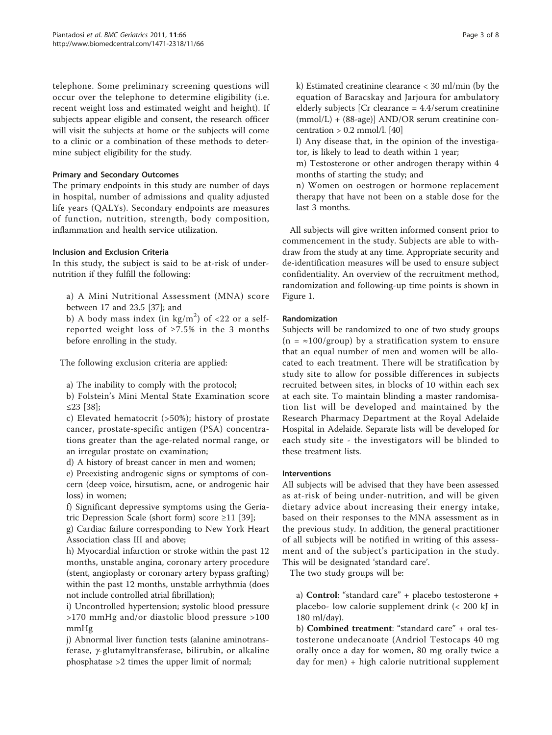telephone. Some preliminary screening questions will occur over the telephone to determine eligibility (i.e. recent weight loss and estimated weight and height). If subjects appear eligible and consent, the research officer will visit the subjects at home or the subjects will come to a clinic or a combination of these methods to determine subject eligibility for the study.

### Primary and Secondary Outcomes

The primary endpoints in this study are number of days in hospital, number of admissions and quality adjusted life years (QALYs). Secondary endpoints are measures of function, nutrition, strength, body composition, inflammation and health service utilization.

### Inclusion and Exclusion Criteria

In this study, the subject is said to be at-risk of undernutrition if they fulfill the following:

a) A Mini Nutritional Assessment (MNA) score between 17 and 23.5 [37]; and

b) A body mass index (in kg/m$^2$) of <22 or a self-reported weight loss of ≥7.5% in the 3 months before enrolling in the study.

The following exclusion criteria are applied:

a) The inability to comply with the protocol;

b) Folstein's Mini Mental State Examination score ≤23 [38];

c) Elevated hematocrit (>50%); history of prostate cancer, prostate-specific antigen (PSA) concentrations greater than the age-related normal range, or an irregular prostate on examination;

d) A history of breast cancer in men and women;

e) Preexisting androgenic signs or symptoms of concern (deep voice, hirsutism, acne, or androgenic hair loss) in women;

f) Significant depressive symptoms using the Geriatric Depression Scale (short form) score ≥11 [39];

g) Cardiac failure corresponding to New York Heart Association class III and above;

h) Myocardial infarction or stroke within the past 12 months, unstable angina, coronary artery procedure (stent, angioplasty or coronary artery bypass grafting) within the past 12 months, unstable arrhythmia (does not include controlled atrial fibrillation);

i) Uncontrolled hypertension; systolic blood pressure >170 mmHg and/or diastolic blood pressure >100 mmHg

j) Abnormal liver function tests (alanine aminotransferase, $\gamma$-glutamyltransferase, bilirubin, or alkaline phosphatase >2 times the upper limit of normal;

k) Estimated creatinine clearance < 30 ml/min (by the equation of Baracskay and Jarjoura for ambulatory elderly subjects [Cr clearance = 4.4/serum creatinine (mmol/L) + (88-age)] AND/OR serum creatinine concentration > 0.2 mmol/l. [40]

l) Any disease that, in the opinion of the investigator, is likely to lead to death within 1 year;

m) Testosterone or other androgen therapy within 4 months of starting the study; and

n) Women on oestrogen or hormone replacement therapy that have not been on a stable dose for the last 3 months.

All subjects will give written informed consent prior to commencement in the study. Subjects are able to withdraw from the study at any time. Appropriate security and de-identification measures will be used to ensure subject confidentiality. An overview of the recruitment method, randomization and following-up time points is shown in Figure 1.

### Randomization

Subjects will be randomized to one of two study groups (n = ≈100/group) by a stratification system to ensure that an equal number of men and women will be allocated to each treatment. There will be stratification by study site to allow for possible differences in subjects recruited between sites, in blocks of 10 within each sex at each site. To maintain blinding a master randomisation list will be developed and maintained by the Research Pharmacy Department at the Royal Adelaide Hospital in Adelaide. Separate lists will be developed for each study site - the investigators will be blinded to these treatment lists.

### Interventions

All subjects will be advised that they have been assessed as at-risk of being under-nutrition, and will be given dietary advice about increasing their energy intake, based on their responses to the MNA assessment as in the previous study. In addition, the general practitioner of all subjects will be notified in writing of this assessment and of the subject's participation in the study. This will be designated 'standard care'.

The two study groups will be:

a) **Control**: "standard care" + placebo testosterone + placebo- low calorie supplement drink (< 200 kJ in 180 ml/day).

b) **Combined treatment**: "standard care" + oral testosterone undecanoate (Andriol Testocaps 40 mg orally once a day for women, 80 mg orally twice a day for men) + high calorie nutritional supplement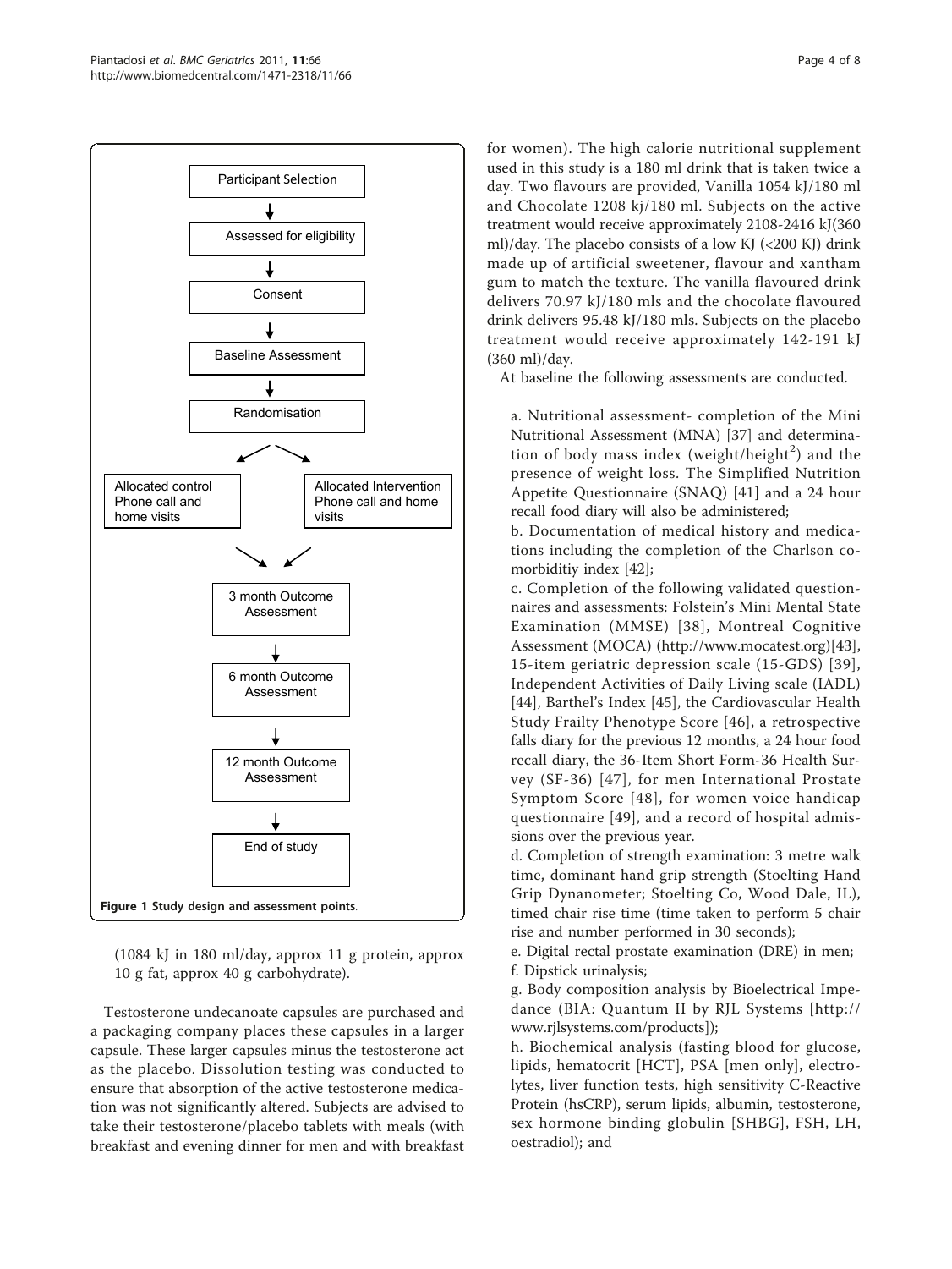Participant Selection

Assessed for eligibility

Consent

Baseline Assessment

Randomisation

Allocated control Phone call and home visits

Allocated Intervention Phone call and home visits

3 month Outcome Assessment

6 month Outcome Assessment

12 month Outcome Assessment

End of study

**Figure 1 Study design and assessment points**.

(1084 kJ in 180 ml/day, approx 11 g protein, approx 10 g fat, approx 40 g carbohydrate).

Testosterone undecanoate capsules are purchased and a packaging company places these capsules in a larger capsule. These larger capsules minus the testosterone act as the placebo. Dissolution testing was conducted to ensure that absorption of the active testosterone medication was not significantly altered. Subjects are advised to take their testosterone/placebo tablets with meals (with breakfast and evening dinner for men and with breakfast for women). The high calorie nutritional supplement used in this study is a 180 ml drink that is taken twice a day. Two flavours are provided, Vanilla 1054 kJ/180 ml and Chocolate 1208 kj/180 ml. Subjects on the active treatment would receive approximately 2108-2416 kJ(360 ml)/day. The placebo consists of a low KJ (<200 KJ) drink made up of artificial sweetener, flavour and xantham gum to match the texture. The vanilla flavoured drink delivers 70.97 kJ/180 mls and the chocolate flavoured drink delivers 95.48 kJ/180 mls. Subjects on the placebo treatment would receive approximately 142-191 kJ (360 ml)/day.

At baseline the following assessments are conducted.

a. Nutritional assessment- completion of the Mini Nutritional Assessment (MNA) [37] and determination of body mass index (weight/height$^2$) and the presence of weight loss. The Simplified Nutrition Appetite Questionnaire (SNAQ) [41] and a 24 hour recall food diary will also be administered;

b. Documentation of medical history and medications including the completion of the Charlson comorbiditiy index [42];

c. Completion of the following validated questionnaires and assessments: Folstein's Mini Mental State Examination (MMSE) [38], Montreal Cognitive Assessment (MOCA) (http://www.mocatest.org)[43], 15-item geriatric depression scale (15-GDS) [39], Independent Activities of Daily Living scale (IADL) [44], Barthel's Index [45], the Cardiovascular Health Study Frailty Phenotype Score [46], a retrospective falls diary for the previous 12 months, a 24 hour food recall diary, the 36-Item Short Form-36 Health Survey (SF-36) [47], for men International Prostate Symptom Score [48], for women voice handicap questionnaire [49], and a record of hospital admissions over the previous year.

d. Completion of strength examination: 3 metre walk time, dominant hand grip strength (Stoelting Hand Grip Dynanometer; Stoelting Co, Wood Dale, IL), timed chair rise time (time taken to perform 5 chair rise and number performed in 30 seconds);

e. Digital rectal prostate examination (DRE) in men;

f. Dipstick urinalysis;

g. Body composition analysis by Bioelectrical Impedance (BIA: Quantum II by RJL Systems [http://www.rjlsystems.com/products]);

h. Biochemical analysis (fasting blood for glucose, lipids, hematocrit [HCT], PSA [men only], electrolytes, liver function tests, high sensitivity C-Reactive Protein (hsCRP), serum lipids, albumin, testosterone, sex hormone binding globulin [SHBG], FSH, LH, oestradiol); and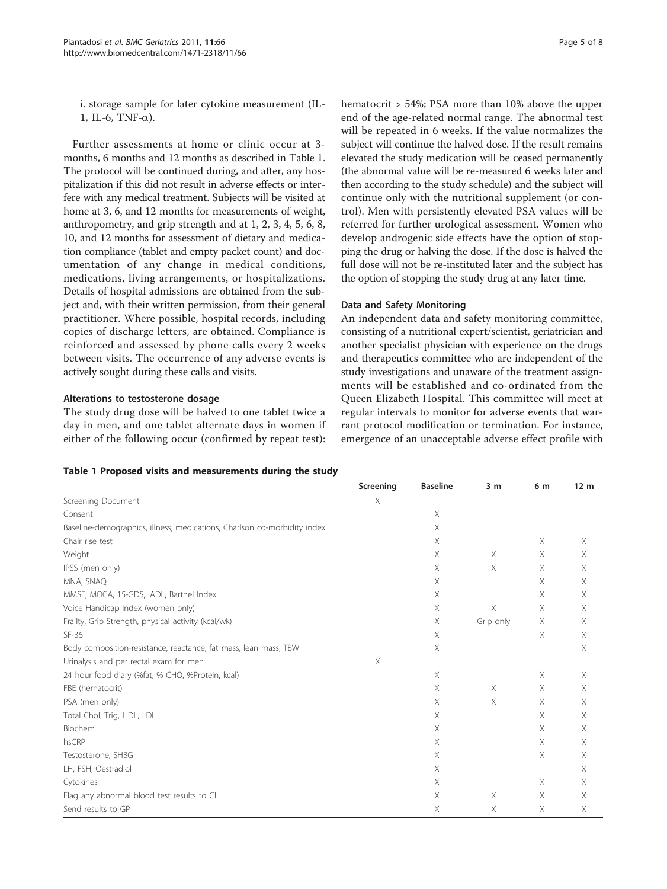i. storage sample for later cytokine measurement (IL-1, IL-6, TNF-α).

Further assessments at home or clinic occur at 3-months, 6 months and 12 months as described in Table 1. The protocol will be continued during, and after, any hospitalization if this did not result in adverse effects or interfere with any medical treatment. Subjects will be visited at home at 3, 6, and 12 months for measurements of weight, anthropometry, and grip strength and at 1, 2, 3, 4, 5, 6, 8, 10, and 12 months for assessment of dietary and medication compliance (tablet and empty packet count) and documentation of any change in medical conditions, medications, living arrangements, or hospitalizations. Details of hospital admissions are obtained from the subject and, with their written permission, from their general practitioner. Where possible, hospital records, including copies of discharge letters, are obtained. Compliance is reinforced and assessed by phone calls every 2 weeks between visits. The occurrence of any adverse events is actively sought during these calls and visits.

### Alterations to testosterone dosage

The study drug dose will be halved to one tablet twice a day in men, and one tablet alternate days in women if either of the following occur (confirmed by repeat test): hematocrit > 54%; PSA more than 10% above the upper end of the age-related normal range. The abnormal test will be repeated in 6 weeks. If the value normalizes the subject will continue the halved dose. If the result remains elevated the study medication will be ceased permanently (the abnormal value will be re-measured 6 weeks later and then according to the study schedule) and the subject will continue only with the nutritional supplement (or control). Men with persistently elevated PSA values will be referred for further urological assessment. Women who develop androgenic side effects have the option of stopping the drug or halving the dose. If the dose is halved the full dose will not be re-instituted later and the subject has the option of stopping the study drug at any later time.

### Data and Safety Monitoring

An independent data and safety monitoring committee, consisting of a nutritional expert/scientist, geriatrician and another specialist physician with experience on the drugs and therapeutics committee who are independent of the study investigations and unaware of the treatment assignments will be established and co-ordinated from the Queen Elizabeth Hospital. This committee will meet at regular intervals to monitor for adverse events that warrant protocol modification or termination. For instance, emergence of an unacceptable adverse effect profile with

**Table 1 Proposed visits and measurements during the study**

| | Screening | Baseline | 3 m | 6 m | 12 m |
|---|---|---|---|---|---|
| Screening Document | X | | | | |
| Consent | | X | | | |
| Baseline-demographics, illness, medications, Charlson co-morbidity index | | X | | | |
| Chair rise test | | X | | X | X |
| Weight | | X | X | X | X |
| IPSS (men only) | | X | X | X | X |
| MNA, SNAQ | | X | | X | X |
| MMSE, MOCA, 15-GDS, IADL, Barthel Index | | X | | X | X |
| Voice Handicap Index (women only) | | X | X | X | X |
| Frailty, Grip Strength, physical activity (kcal/wk) | | X | Grip only | X | X |
| SF-36 | | X | | X | X |
| Body composition-resistance, reactance, fat mass, lean mass, TBW | | X | | | X |
| Urinalysis and per rectal exam for men | X | | | | |
| 24 hour food diary (%fat, % CHO, %Protein, kcal) | | X | | X | X |
| FBE (hematocrit) | | X | X | X | X |
| PSA (men only) | | X | X | X | X |
| Total Chol, Trig, HDL, LDL | | X | | X | X |
| Biochem | | X | | X | X |
| hsCRP | | X | | X | X |
| Testosterone, SHBG | | X | | X | X |
| LH, FSH, Oestradiol | | X | | | X |
| Cytokines | | X | | X | X |
| Flag any abnormal blood test results to CI | | X | X | X | X |
| Send results to GP | | X | X | X | X |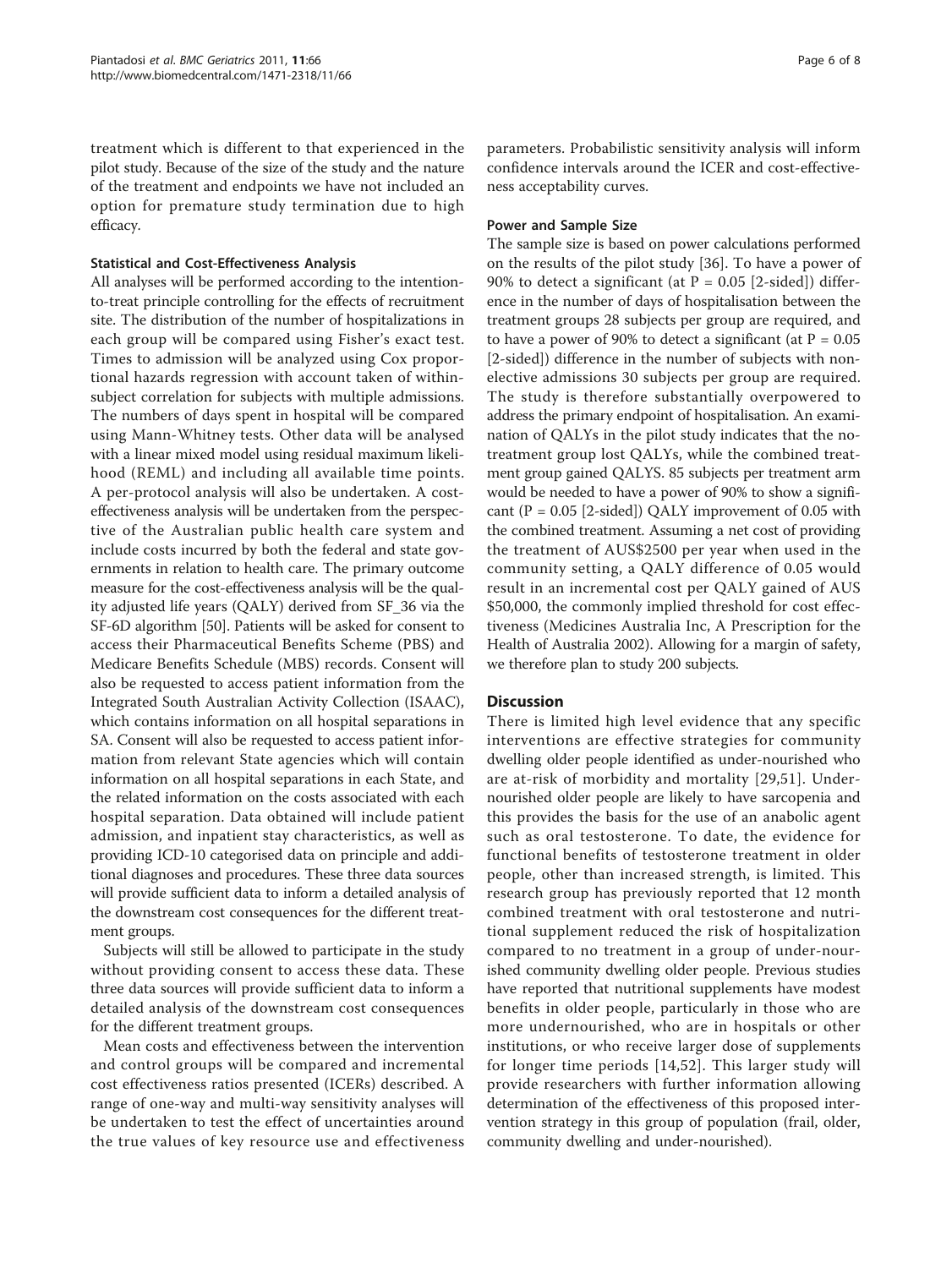treatment which is different to that experienced in the pilot study. Because of the size of the study and the nature of the treatment and endpoints we have not included an option for premature study termination due to high efficacy.

#### Statistical and Cost-Effectiveness Analysis

All analyses will be performed according to the intention-to-treat principle controlling for the effects of recruitment site. The distribution of the number of hospitalizations in each group will be compared using Fisher's exact test. Times to admission will be analyzed using Cox proportional hazards regression with account taken of within-subject correlation for subjects with multiple admissions. The numbers of days spent in hospital will be compared using Mann-Whitney tests. Other data will be analysed with a linear mixed model using residual maximum likelihood (REML) and including all available time points. A per-protocol analysis will also be undertaken. A cost-effectiveness analysis will be undertaken from the perspective of the Australian public health care system and include costs incurred by both the federal and state governments in relation to health care. The primary outcome measure for the cost-effectiveness analysis will be the quality adjusted life years (QALY) derived from SF_36 via the SF-6D algorithm [50]. Patients will be asked for consent to access their Pharmaceutical Benefits Scheme (PBS) and Medicare Benefits Schedule (MBS) records. Consent will also be requested to access patient information from the Integrated South Australian Activity Collection (ISAAC), which contains information on all hospital separations in SA. Consent will also be requested to access patient information from relevant State agencies which will contain information on all hospital separations in each State, and the related information on the costs associated with each hospital separation. Data obtained will include patient admission, and inpatient stay characteristics, as well as providing ICD-10 categorised data on principle and additional diagnoses and procedures. These three data sources will provide sufficient data to inform a detailed analysis of the downstream cost consequences for the different treatment groups.

Subjects will still be allowed to participate in the study without providing consent to access these data. These three data sources will provide sufficient data to inform a detailed analysis of the downstream cost consequences for the different treatment groups.

Mean costs and effectiveness between the intervention and control groups will be compared and incremental cost effectiveness ratios presented (ICERs) described. A range of one-way and multi-way sensitivity analyses will be undertaken to test the effect of uncertainties around the true values of key resource use and effectiveness parameters. Probabilistic sensitivity analysis will inform confidence intervals around the ICER and cost-effectiveness acceptability curves.

#### Power and Sample Size

The sample size is based on power calculations performed on the results of the pilot study [36]. To have a power of 90% to detect a significant (at P = 0.05 [2-sided]) difference in the number of days of hospitalisation between the treatment groups 28 subjects per group are required, and to have a power of 90% to detect a significant (at P = 0.05 [2-sided]) difference in the number of subjects with non-elective admissions 30 subjects per group are required. The study is therefore substantially overpowered to address the primary endpoint of hospitalisation. An examination of QALYs in the pilot study indicates that the no-treatment group lost QALYs, while the combined treatment group gained QALYS. 85 subjects per treatment arm would be needed to have a power of 90% to show a significant (P = 0.05 [2-sided]) QALY improvement of 0.05 with the combined treatment. Assuming a net cost of providing the treatment of AUS$2500 per year when used in the community setting, a QALY difference of 0.05 would result in an incremental cost per QALY gained of AUS $50,000, the commonly implied threshold for cost effectiveness (Medicines Australia Inc, A Prescription for the Health of Australia 2002). Allowing for a margin of safety, we therefore plan to study 200 subjects.

## Discussion

There is limited high level evidence that any specific interventions are effective strategies for community dwelling older people identified as under-nourished who are at-risk of morbidity and mortality [29,51]. Under-nourished older people are likely to have sarcopenia and this provides the basis for the use of an anabolic agent such as oral testosterone. To date, the evidence for functional benefits of testosterone treatment in older people, other than increased strength, is limited. This research group has previously reported that 12 month combined treatment with oral testosterone and nutritional supplement reduced the risk of hospitalization compared to no treatment in a group of under-nourished community dwelling older people. Previous studies have reported that nutritional supplements have modest benefits in older people, particularly in those who are more undernourished, who are in hospitals or other institutions, or who receive larger dose of supplements for longer time periods [14,52]. This larger study will provide researchers with further information allowing determination of the effectiveness of this proposed intervention strategy in this group of population (frail, older, community dwelling and under-nourished).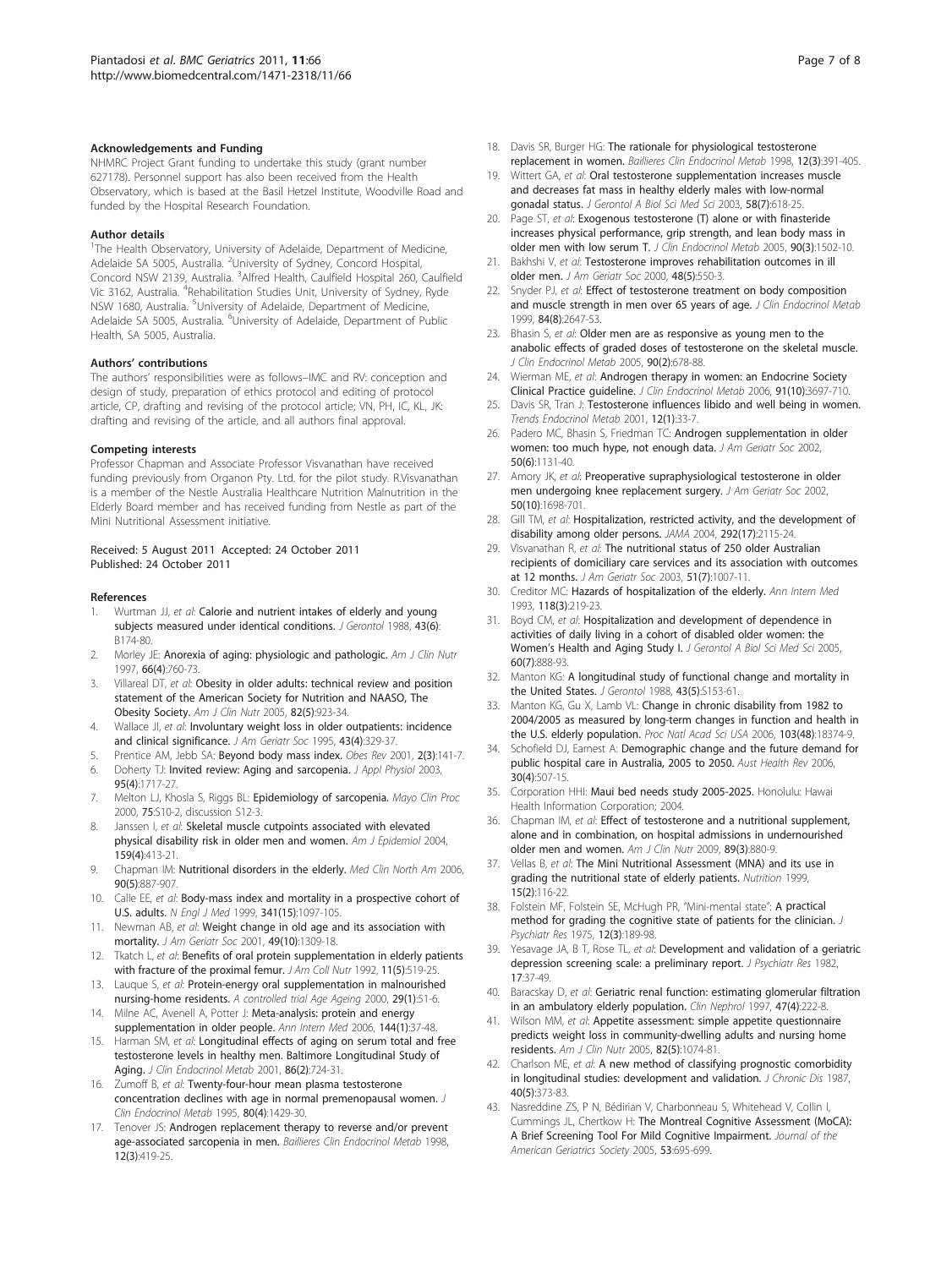### Acknowledgements and Funding

NHMRC Project Grant funding to undertake this study (grant number 627178). Personnel support has also been received from the Health Observatory, which is based at the Basil Hetzel Institute, Woodville Road and funded by the Hospital Research Foundation.

### Author details

[1]The Health Observatory, University of Adelaide, Department of Medicine, Adelaide SA 5005, Australia. [2]University of Sydney, Concord Hospital, Concord NSW 2139, Australia. [3]Alfred Health, Caulfield Hospital 260, Caulfield Vic 3162, Australia. [4]Rehabilitation Studies Unit, University of Sydney, Ryde NSW 1680, Australia. [5]University of Adelaide, Department of Medicine, Adelaide SA 5005, Australia. [6]University of Adelaide, Department of Public Health, SA 5005, Australia.

### Authors' contributions

The authors' responsibilities were as follows–IMC and RV: conception and design of study, preparation of ethics protocol and editing of protocol article, CP, drafting and revising of the protocol article; VN, PH, IC, KL, JK: drafting and revising of the article, and all authors final approval.

### Competing interests

Professor Chapman and Associate Professor Visvanathan have received funding previously from Organon Pty. Ltd. for the pilot study. R.Visvanathan is a member of the Nestle Australia Healthcare Nutrition Malnutrition in the Elderly Board member and has received funding from Nestle as part of the Mini Nutritional Assessment initiative.

Received: 5 August 2011 Accepted: 24 October 2011
Published: 24 October 2011

### References

1. Wurtman JJ, *et al*: **Calorie and nutrient intakes of elderly and young subjects measured under identical conditions.** *J Gerontol* 1988, **43(6)**: B174-80.
2. Morley JE: **Anorexia of aging: physiologic and pathologic.** *Am J Clin Nutr* 1997, **66(4)**:760-73.
3. Villareal DT, *et al*: **Obesity in older adults: technical review and position statement of the American Society for Nutrition and NAASO, The Obesity Society.** *Am J Clin Nutr* 2005, **82(5)**:923-34.
4. Wallace JI, *et al*: **Involuntary weight loss in older outpatients: incidence and clinical significance.** *J Am Geriatr Soc* 1995, **43(4)**:329-37.
5. Prentice AM, Jebb SA: **Beyond body mass index.** *Obes Rev* 2001, **2(3)**:141-7.
6. Doherty TJ: **Invited review: Aging and sarcopenia.** *J Appl Physiol* 2003, **95(4)**:1717-27.
7. Melton LJ, Khosla S, Riggs BL: **Epidemiology of sarcopenia.** *Mayo Clin Proc* 2000, **75**:S10-2, discussion S12-3.
8. Janssen I, *et al*: **Skeletal muscle cutpoints associated with elevated physical disability risk in older men and women.** *Am J Epidemiol* 2004, **159(4)**:413-21.
9. Chapman IM: **Nutritional disorders in the elderly.** *Med Clin North Am* 2006, **90(5)**:887-907.
10. Calle EE, *et al*: **Body-mass index and mortality in a prospective cohort of U.S. adults.** *N Engl J Med* 1999, **341(15)**:1097-105.
11. Newman AB, *et al*: **Weight change in old age and its association with mortality.** *J Am Geriatr Soc* 2001, **49(10)**:1309-18.
12. Tkatch L, *et al*: **Benefits of oral protein supplementation in elderly patients with fracture of the proximal femur.** *J Am Coll Nutr* 1992, **11(5)**:519-25.
13. Lauque S, *et al*: **Protein-energy oral supplementation in malnourished nursing-home residents.** *A controlled trial Age Ageing* 2000, **29(1)**:51-6.
14. Milne AC, Avenell A, Potter J: **Meta-analysis: protein and energy supplementation in older people.** *Ann Intern Med* 2006, **144(1)**:37-48.
15. Harman SM, *et al*: **Longitudinal effects of aging on serum total and free testosterone levels in healthy men. Baltimore Longitudinal Study of Aging.** *J Clin Endocrinol Metab* 2001, **86(2)**:724-31.
16. Zumoff B, *et al*: **Twenty-four-hour mean plasma testosterone concentration declines with age in normal premenopausal women.** *J Clin Endocrinol Metab* 1995, **80(4)**:1429-30.
17. Tenover JS: **Androgen replacement therapy to reverse and/or prevent age-associated sarcopenia in men.** *Baillieres Clin Endocrinol Metab* 1998, **12(3)**:419-25.
18. Davis SR, Burger HG: **The rationale for physiological testosterone replacement in women.** *Baillieres Clin Endocrinol Metab* 1998, **12(3)**:391-405.
19. Wittert GA, *et al*: **Oral testosterone supplementation increases muscle and decreases fat mass in healthy elderly males with low-normal gonadal status.** *J Gerontol A Biol Sci Med Sci* 2003, **58(7)**:618-25.
20. Page ST, *et al*: **Exogenous testosterone (T) alone or with finasteride increases physical performance, grip strength, and lean body mass in older men with low serum T.** *J Clin Endocrinol Metab* 2005, **90(3)**:1502-10.
21. Bakhshi V, *et al*: **Testosterone improves rehabilitation outcomes in ill older men.** *J Am Geriatr Soc* 2000, **48(5)**:550-3.
22. Snyder PJ, *et al*: **Effect of testosterone treatment on body composition and muscle strength in men over 65 years of age.** *J Clin Endocrinol Metab* 1999, **84(8)**:2647-53.
23. Bhasin S, *et al*: **Older men are as responsive as young men to the anabolic effects of graded doses of testosterone on the skeletal muscle.** *J Clin Endocrinol Metab* 2005, **90(2)**:678-88.
24. Wierman ME, *et al*: **Androgen therapy in women: an Endocrine Society Clinical Practice guideline.** *J Clin Endocrinol Metab* 2006, **91(10)**:3697-710.
25. Davis SR, Tran J: **Testosterone influences libido and well being in women.** *Trends Endocrinol Metab* 2001, **12(1)**:33-7.
26. Padero MC, Bhasin S, Friedman TC: **Androgen supplementation in older women: too much hype, not enough data.** *J Am Geriatr Soc* 2002, **50(6)**:1131-40.
27. Amory JK, *et al*: **Preoperative supraphysiological testosterone in older men undergoing knee replacement surgery.** *J Am Geriatr Soc* 2002, **50(10)**:1698-701.
28. Gill TM, *et al*: **Hospitalization, restricted activity, and the development of disability among older persons.** *JAMA* 2004, **292(17)**:2115-24.
29. Visvanathan R, *et al*: **The nutritional status of 250 older Australian recipients of domiciliary care services and its association with outcomes at 12 months.** *J Am Geriatr Soc* 2003, **51(7)**:1007-11.
30. Creditor MC: **Hazards of hospitalization of the elderly.** *Ann Intern Med* 1993, **118(3)**:219-23.
31. Boyd CM, *et al*: **Hospitalization and development of dependence in activities of daily living in a cohort of disabled older women: the Women's Health and Aging Study I.** *J Gerontol A Biol Sci Med Sci* 2005, **60(7)**:888-93.
32. Manton KG: **A longitudinal study of functional change and mortality in the United States.** *J Gerontol* 1988, **43(5)**:S153-61.
33. Manton KG, Gu X, Lamb VL: **Change in chronic disability from 1982 to 2004/2005 as measured by long-term changes in function and health in the U.S. elderly population.** *Proc Natl Acad Sci USA* 2006, **103(48)**:18374-9.
34. Schofield DJ, Earnest A: **Demographic change and the future demand for public hospital care in Australia, 2005 to 2050.** *Aust Health Rev* 2006, **30(4)**:507-15.
35. Corporation HHI: **Maui bed needs study 2005-2025.** Honolulu: Hawai Health Information Corporation; 2004.
36. Chapman IM, *et al*: **Effect of testosterone and a nutritional supplement, alone and in combination, on hospital admissions in undernourished older men and women.** *Am J Clin Nutr* 2009, **89(3)**:880-9.
37. Vellas B, *et al*: **The Mini Nutritional Assessment (MNA) and its use in grading the nutritional state of elderly patients.** *Nutrition* 1999, **15(2)**:116-22.
38. Folstein MF, Folstein SE, McHugh PR, "Mini-mental state": **A practical method for grading the cognitive state of patients for the clinician.** *J Psychiatr Res* 1975, **12(3)**:189-98.
39. Yesavage JA, B T, Rose TL, *et al*: **Development and validation of a geriatric depression screening scale: a preliminary report.** *J Psychiatr Res* 1982, **17**:37-49.
40. Baracskay D, *et al*: **Geriatric renal function: estimating glomerular filtration in an ambulatory elderly population.** *Clin Nephrol* 1997, **47(4)**:222-8.
41. Wilson MM, *et al*: **Appetite assessment: simple appetite questionnaire predicts weight loss in community-dwelling adults and nursing home residents.** *Am J Clin Nutr* 2005, **82(5)**:1074-81.
42. Charlson ME, *et al*: **A new method of classifying prognostic comorbidity in longitudinal studies: development and validation.** *J Chronic Dis* 1987, **40(5)**:373-83.
43. Nasreddine ZS, P N, Bédirian V, Charbonneau S, Whitehead V, Collin I, Cummings JL, Chertkow H: **The Montreal Cognitive Assessment (MoCA): A Brief Screening Tool For Mild Cognitive Impairment.** *Journal of the American Geriatrics Society* 2005, **53**:695-699.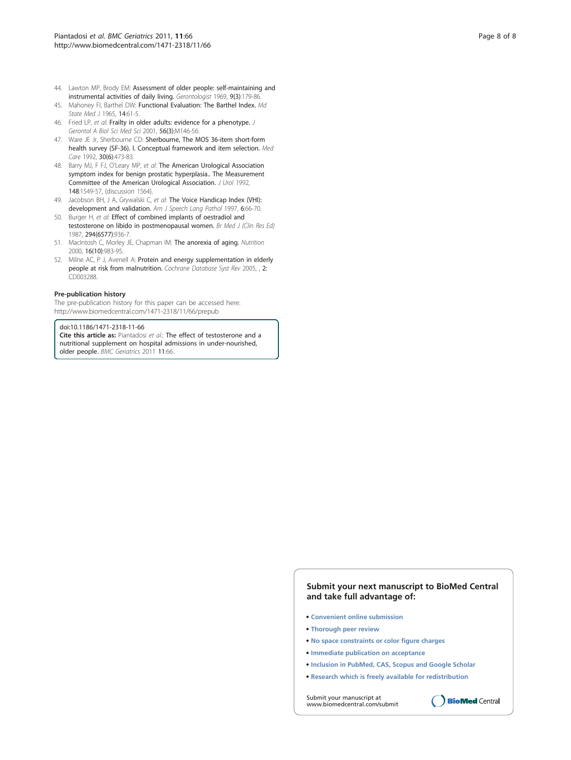44. Lawton MP, Brody EM: **Assessment of older people: self-maintaining and instrumental activities of daily living.** *Gerontologist* 1969, **9(3)**:179-86.
45. Mahoney FI, Barthel DW: **Functional Evaluation: The Barthel Index.** *Md State Med J* 1965, **14**:61-5.
46. Fried LP, *et al*: **Frailty in older adults: evidence for a phenotype.** *J Gerontol A Biol Sci Med Sci* 2001, **56(3)**:M146-56.
47. Ware JE Jr, Sherbourne CD: **Sherbourne, The MOS 36-item short-form health survey (SF-36). I. Conceptual framework and item selection.** *Med Care* 1992, **30(6)**:473-83.
48. Barry MJ, F FJ, O'Leary MP, *et al*: **The American Urological Association symptom index for benign prostatic hyperplasia.. The Measurement Committee of the American Urological Association.** *J Urol* 1992, **148**:1549-57, (discussion 1564).
49. Jacobson BH, J A, Grywalski C, *et al*: **The Voice Handicap Index (VHI): development and validation.** *Am J Speech Lang Pathol* 1997, **6**:66-70.
50. Burger H, *et al*: **Effect of combined implants of oestradiol and testosterone on libido in postmenopausal women.** *Br Med J (Clin Res Ed)* 1987, **294(6577)**:936-7.
51. MacIntosh C, Morley JE, Chapman IM: **The anorexia of aging.** *Nutrition* 2000, **16(10)**:983-95.
52. Milne AC, P J, Avenell A: **Protein and energy supplementation in elderly people at risk from malnutrition.** *Cochrane Database Syst Rev* 2005, , **2**: CD003288.

#### Pre-publication history

The pre-publication history for this paper can be accessed here: http://www.biomedcentral.com/1471-2318/11/66/prepub

doi:10.1186/1471-2318-11-66
**Cite this article as:** Piantadosi *et al.*: The effect of testosterone and a nutritional supplement on hospital admissions in under-nourished, older people. *BMC Geriatrics* 2011 **11**:66.

**Submit your next manuscript to BioMed Central and take full advantage of:**

- **Convenient online submission**
- **Thorough peer review**
- **No space constraints or color figure charges**
- **Immediate publication on acceptance**
- **Inclusion in PubMed, CAS, Scopus and Google Scholar**
- **Research which is freely available for redistribution**

Submit your manuscript at
www.biomedcentral.com/submit

BioMed Central